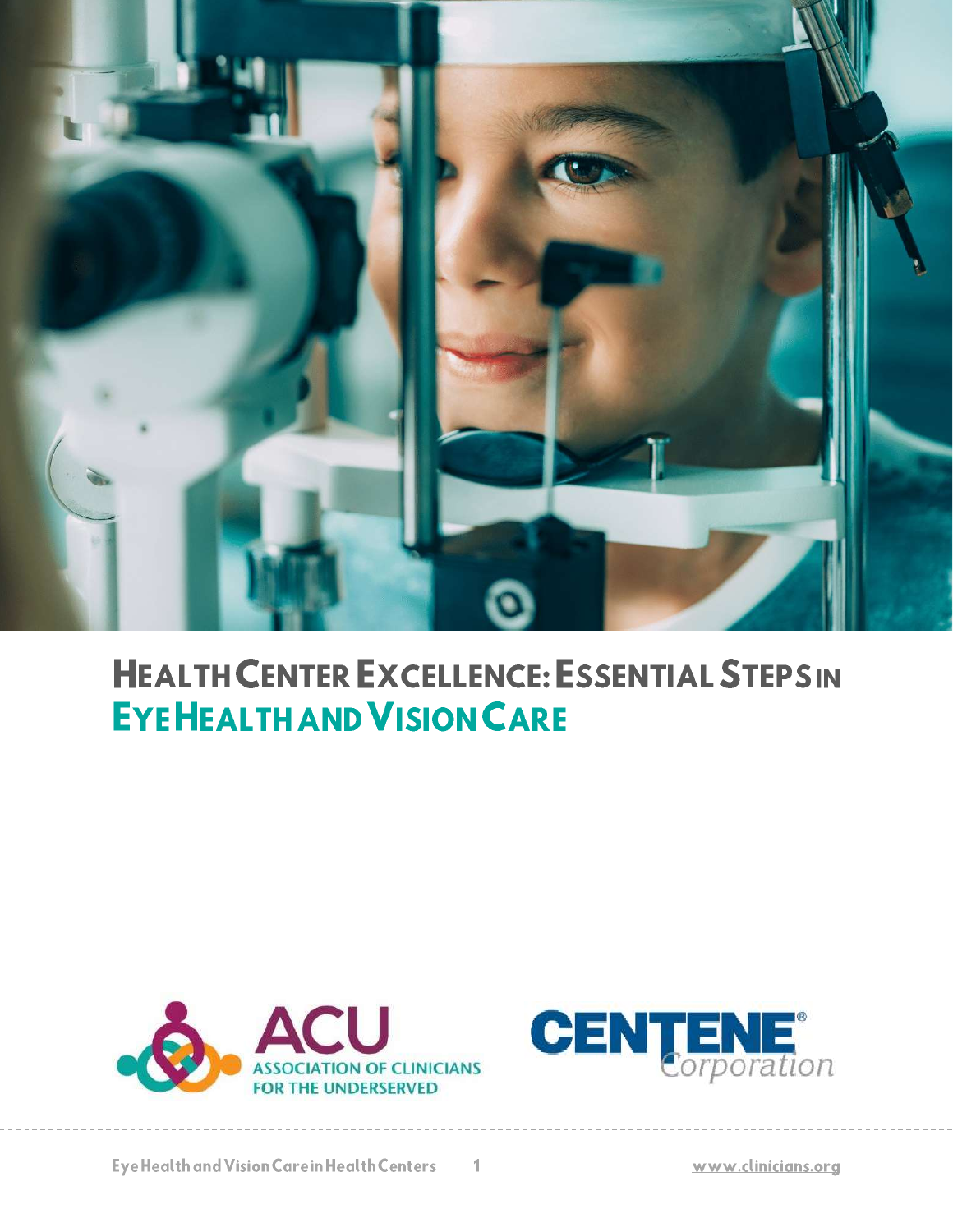# Health Center Excellence: Essential Steps in Eye Health and Vision Care

ACU ASSOCIATION OF CLINICIANS FOR THE UNDERSERVED

CENTENE Corporation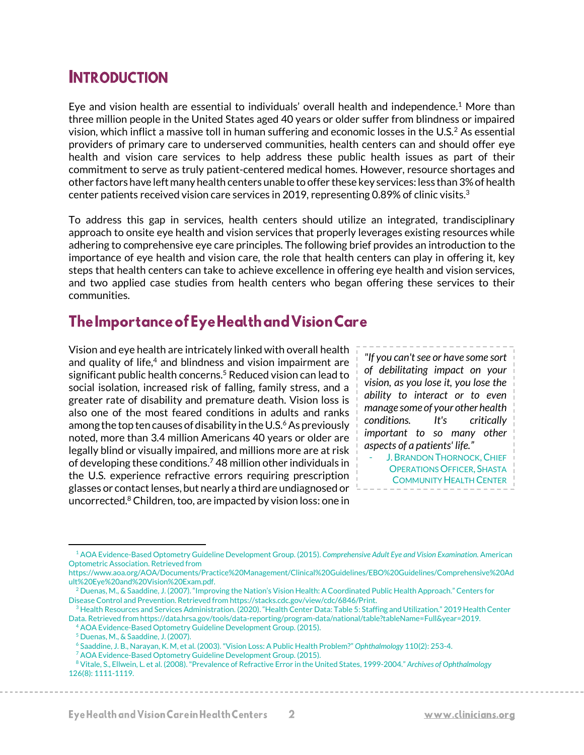# Introduction

Eye and vision health are essential to individuals' overall health and independence.[1] More than three million people in the United States aged 40 years or older suffer from blindness or impaired vision, which inflict a massive toll in human suffering and economic losses in the U.S.[2] As essential providers of primary care to underserved communities, health centers can and should offer eye health and vision care services to help address these public health issues as part of their commitment to serve as truly patient-centered medical homes. However, resource shortages and other factors have left many health centers unable to offer these key services: less than 3% of health center patients received vision care services in 2019, representing 0.89% of clinic visits.[3]

To address this gap in services, health centers should utilize an integrated, trandisciplinary approach to onsite eye health and vision services that properly leverages existing resources while adhering to comprehensive eye care principles. The following brief provides an introduction to the importance of eye health and vision care, the role that health centers can play in offering it, key steps that health centers can take to achieve excellence in offering eye health and vision services, and two applied case studies from health centers who began offering these services to their communities.

## The Importance of Eye Health and Vision Care

Vision and eye health are intricately linked with overall health and quality of life,[4] and blindness and vision impairment are significant public health concerns.[5] Reduced vision can lead to social isolation, increased risk of falling, family stress, and a greater rate of disability and premature death. Vision loss is also one of the most feared conditions in adults and ranks among the top ten causes of disability in the U.S.[6] As previously noted, more than 3.4 million Americans 40 years or older are legally blind or visually impaired, and millions more are at risk of developing these conditions.[7] 48 million other individuals in the U.S. experience refractive errors requiring prescription glasses or contact lenses, but nearly a third are undiagnosed or uncorrected.[8] Children, too, are impacted by vision loss: one in

> *"If you can't see or have some sort of debilitating impact on your vision, as you lose it, you lose the ability to interact or to even manage some of your other health conditions. It's critically important to so many other aspects of a patients' life."*
>
> - J. Brandon Thornock, Chief Operations Officer, Shasta Community Health Center

---

[1] AOA Evidence-Based Optometry Guideline Development Group. (2015). *Comprehensive Adult Eye and Vision Examination.* American Optometric Association. Retrieved from https://www.aoa.org/AOA/Documents/Practice%20Management/Clinical%20Guidelines/EBO%20Guidelines/Comprehensive%20Adult%20Eye%20and%20Vision%20Exam.pdf.

[2] Duenas, M., & Saaddine, J. (2007). "Improving the Nation's Vision Health: A Coordinated Public Health Approach." Centers for Disease Control and Prevention. Retrieved from https://stacks.cdc.gov/view/cdc/6846/Print.

[3] Health Resources and Services Administration. (2020). "Health Center Data: Table 5: Staffing and Utilization." 2019 Health Center Data. Retrieved from https://data.hrsa.gov/tools/data-reporting/program-data/national/table?tableName=Full&year=2019.

[4] AOA Evidence-Based Optometry Guideline Development Group. (2015).

[5] Duenas, M., & Saaddine, J. (2007).

[6] Saaddine, J. B., Narayan, K. M, et al. (2003). "Vision Loss: A Public Health Problem?" *Ophthalmology* 110(2): 253-4.

[7] AOA Evidence-Based Optometry Guideline Development Group. (2015).

[8] Vitale, S., Ellwein, L. et al. (2008). "Prevalence of Refractive Error in the United States, 1999-2004." *Archives of Ophthalmology* 126(8): 1111-1119.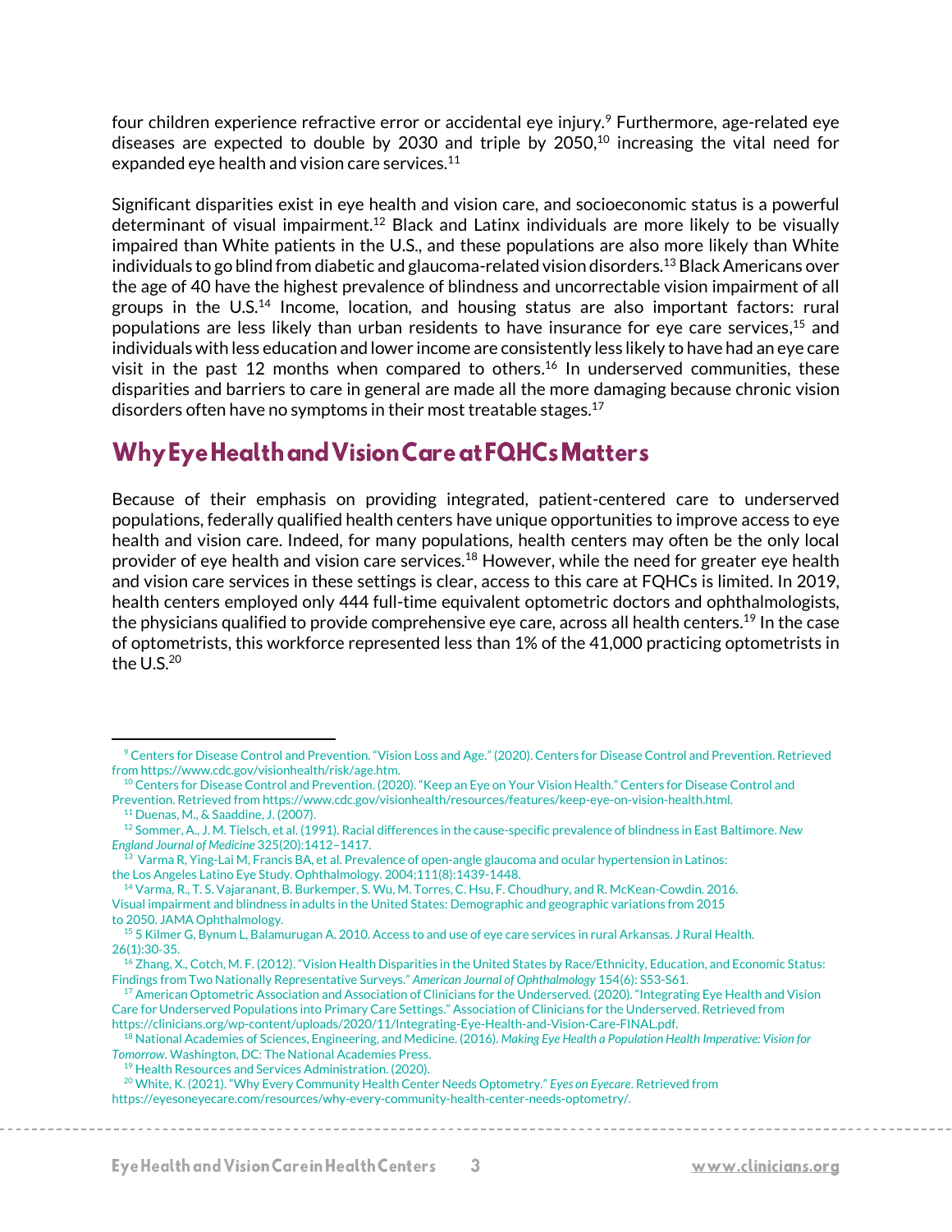four children experience refractive error or accidental eye injury.[9] Furthermore, age-related eye diseases are expected to double by 2030 and triple by 2050,[10] increasing the vital need for expanded eye health and vision care services.[11]

Significant disparities exist in eye health and vision care, and socioeconomic status is a powerful determinant of visual impairment.[12] Black and Latinx individuals are more likely to be visually impaired than White patients in the U.S., and these populations are also more likely than White individuals to go blind from diabetic and glaucoma-related vision disorders.[13] Black Americans over the age of 40 have the highest prevalence of blindness and uncorrectable vision impairment of all groups in the U.S.[14] Income, location, and housing status are also important factors: rural populations are less likely than urban residents to have insurance for eye care services,[15] and individuals with less education and lower income are consistently less likely to have had an eye care visit in the past 12 months when compared to others.[16] In underserved communities, these disparities and barriers to care in general are made all the more damaging because chronic vision disorders often have no symptoms in their most treatable stages.[17]

## Why Eye Health and Vision Care at FQHCs Matters

Because of their emphasis on providing integrated, patient-centered care to underserved populations, federally qualified health centers have unique opportunities to improve access to eye health and vision care. Indeed, for many populations, health centers may often be the only local provider of eye health and vision care services.[18] However, while the need for greater eye health and vision care services in these settings is clear, access to this care at FQHCs is limited. In 2019, health centers employed only 444 full-time equivalent optometric doctors and ophthalmologists, the physicians qualified to provide comprehensive eye care, across all health centers.[19] In the case of optometrists, this workforce represented less than 1% of the 41,000 practicing optometrists in the U.S.[20]

---

[9] Centers for Disease Control and Prevention. "Vision Loss and Age." (2020). Centers for Disease Control and Prevention. Retrieved from https://www.cdc.gov/visionhealth/risk/age.htm.

[10] Centers for Disease Control and Prevention. (2020). "Keep an Eye on Your Vision Health." Centers for Disease Control and Prevention. Retrieved from https://www.cdc.gov/visionhealth/resources/features/keep-eye-on-vision-health.html.

[11] Duenas, M., & Saaddine, J. (2007).

[12] Sommer, A., J. M. Tielsch, et al. (1991). Racial differences in the cause-specific prevalence of blindness in East Baltimore. *New England Journal of Medicine* 325(20):1412–1417.

[13] Varma R, Ying-Lai M, Francis BA, et al. Prevalence of open-angle glaucoma and ocular hypertension in Latinos: the Los Angeles Latino Eye Study. Ophthalmology. 2004;111(8):1439-1448.

[14] Varma, R., T. S. Vajaranant, B. Burkemper, S. Wu, M. Torres, C. Hsu, F. Choudhury, and R. McKean-Cowdin. 2016. Visual impairment and blindness in adults in the United States: Demographic and geographic variations from 2015 to 2050. JAMA Ophthalmology.

[15] 5 Kilmer G, Bynum L, Balamurugan A. 2010. Access to and use of eye care services in rural Arkansas. J Rural Health. 26(1):30-35.

[16] Zhang, X., Cotch, M. F. (2012). "Vision Health Disparities in the United States by Race/Ethnicity, Education, and Economic Status: Findings from Two Nationally Representative Surveys." *American Journal of Ophthalmology* 154(6): S53-S61.

[17] American Optometric Association and Association of Clinicians for the Underserved. (2020). "Integrating Eye Health and Vision Care for Underserved Populations into Primary Care Settings." Association of Clinicians for the Underserved. Retrieved from https://clinicians.org/wp-content/uploads/2020/11/Integrating-Eye-Health-and-Vision-Care-FINAL.pdf.

[18] National Academies of Sciences, Engineering, and Medicine. (2016). *Making Eye Health a Population Health Imperative: Vision for Tomorrow*. Washington, DC: The National Academies Press.

[19] Health Resources and Services Administration. (2020).

[20] White, K. (2021). "Why Every Community Health Center Needs Optometry." *Eyes on Eyecare*. Retrieved from https://eyesoneyecare.com/resources/why-every-community-health-center-needs-optometry/.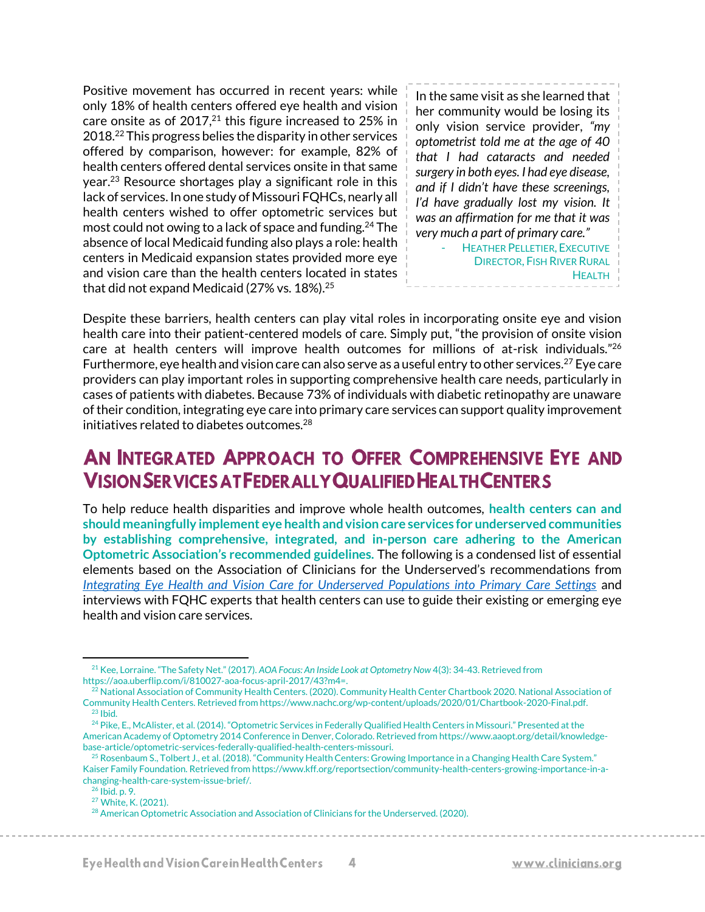Positive movement has occurred in recent years: while only 18% of health centers offered eye health and vision care onsite as of 2017,[21] this figure increased to 25% in 2018.[22] This progress belies the disparity in other services offered by comparison, however: for example, 82% of health centers offered dental services onsite in that same year.[23] Resource shortages play a significant role in this lack of services. In one study of Missouri FQHCs, nearly all health centers wished to offer optometric services but most could not owing to a lack of space and funding.[24] The absence of local Medicaid funding also plays a role: health centers in Medicaid expansion states provided more eye and vision care than the health centers located in states that did not expand Medicaid (27% vs. 18%).[25]

> In the same visit as she learned that her community would be losing its only vision service provider, *"my optometrist told me at the age of 40 that I had cataracts and needed surgery in both eyes. I had eye disease, and if I didn't have these screenings, I'd have gradually lost my vision. It was an affirmation for me that it was very much a part of primary care."*
>
> \- Heather Pelletier, Executive Director, Fish River Rural Health

Despite these barriers, health centers can play vital roles in incorporating onsite eye and vision health care into their patient-centered models of care. Simply put, "the provision of onsite vision care at health centers will improve health outcomes for millions of at-risk individuals."[26] Furthermore, eye health and vision care can also serve as a useful entry to other services.[27] Eye care providers can play important roles in supporting comprehensive health care needs, particularly in cases of patients with diabetes. Because 73% of individuals with diabetic retinopathy are unaware of their condition, integrating eye care into primary care services can support quality improvement initiatives related to diabetes outcomes.[28]

## An Integrated Approach to Offer Comprehensive Eye and Vision Services at Federally Qualified Health Centers

To help reduce health disparities and improve whole health outcomes, **health centers can and should meaningfully implement eye health and vision care services for underserved communities by establishing comprehensive, integrated, and in-person care adhering to the American Optometric Association's recommended guidelines.** The following is a condensed list of essential elements based on the Association of Clinicians for the Underserved's recommendations from *Integrating Eye Health and Vision Care for Underserved Populations into Primary Care Settings* and interviews with FQHC experts that health centers can use to guide their existing or emerging eye health and vision care services.

---

[21] Kee, Lorraine. "The Safety Net." (2017). *AOA Focus: An Inside Look at Optometry Now* 4(3): 34-43. Retrieved from https://aoa.uberflip.com/i/810027-aoa-focus-april-2017/43?m4=.

[22] National Association of Community Health Centers. (2020). Community Health Center Chartbook 2020. National Association of Community Health Centers. Retrieved from https://www.nachc.org/wp-content/uploads/2020/01/Chartbook-2020-Final.pdf.

[23] Ibid.

[24] Pike, E., McAlister, et al. (2014). "Optometric Services in Federally Qualified Health Centers in Missouri." Presented at the American Academy of Optometry 2014 Conference in Denver, Colorado. Retrieved from https://www.aaopt.org/detail/knowledge-base-article/optometric-services-federally-qualified-health-centers-missouri.

[25] Rosenbaum S., Tolbert J., et al. (2018). "Community Health Centers: Growing Importance in a Changing Health Care System." Kaiser Family Foundation. Retrieved from https://www.kff.org/reportsection/community-health-centers-growing-importance-in-a-changing-health-care-system-issue-brief/.

[26] Ibid. p. 9.

[27] White, K. (2021).

[28] American Optometric Association and Association of Clinicians for the Underserved. (2020).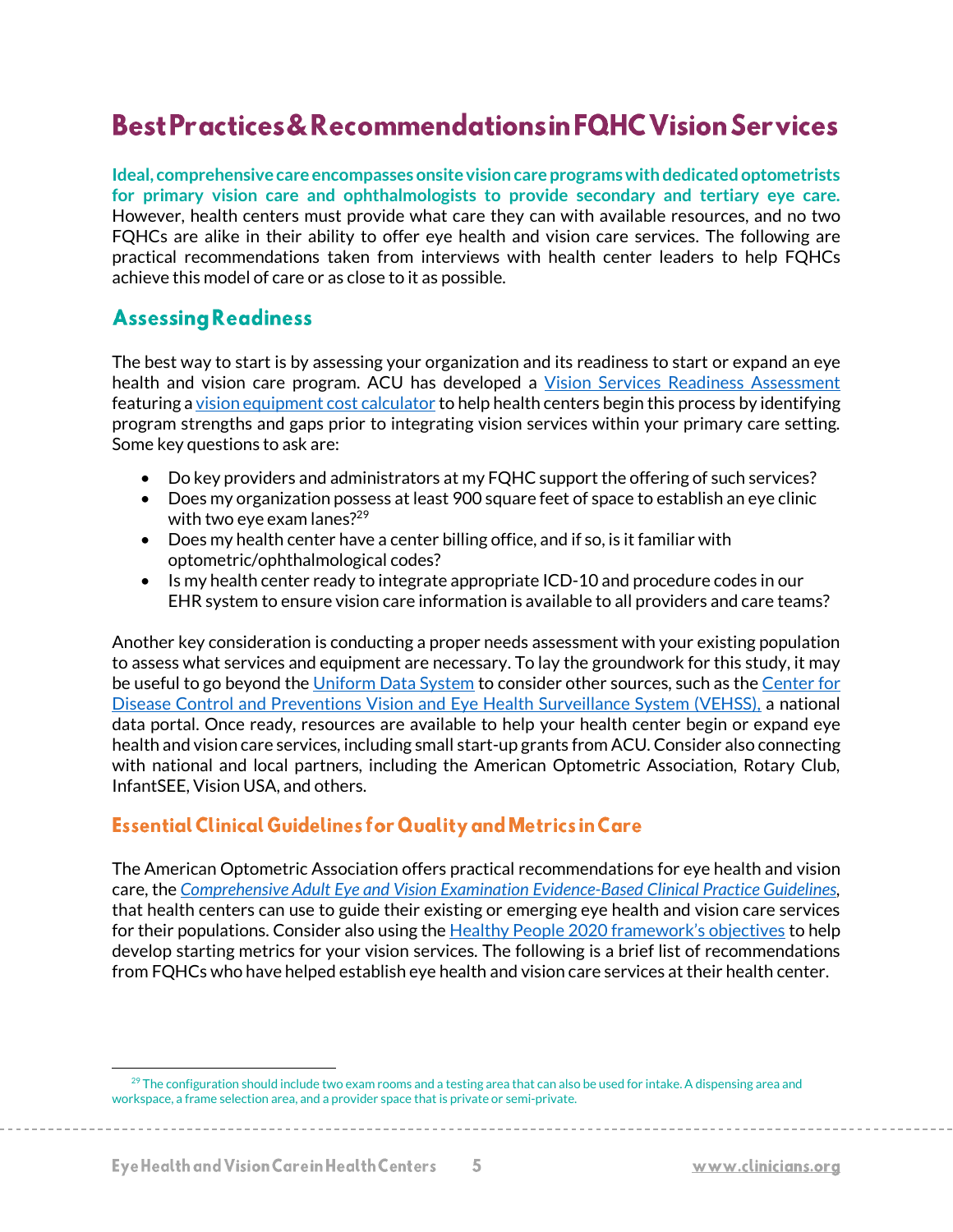# Best Practices & Recommendations in FQHC Vision Services

**Ideal, comprehensive care encompasses onsite vision care programs with dedicated optometrists for primary vision care and ophthalmologists to provide secondary and tertiary eye care.** However, health centers must provide what care they can with available resources, and no two FQHCs are alike in their ability to offer eye health and vision care services. The following are practical recommendations taken from interviews with health center leaders to help FQHCs achieve this model of care or as close to it as possible.

## Assessing Readiness

The best way to start is by assessing your organization and its readiness to start or expand an eye health and vision care program. ACU has developed a Vision Services Readiness Assessment featuring a vision equipment cost calculator to help health centers begin this process by identifying program strengths and gaps prior to integrating vision services within your primary care setting. Some key questions to ask are:

- Do key providers and administrators at my FQHC support the offering of such services?
- Does my organization possess at least 900 square feet of space to establish an eye clinic with two eye exam lanes?[29]
- Does my health center have a center billing office, and if so, is it familiar with optometric/ophthalmological codes?
- Is my health center ready to integrate appropriate ICD-10 and procedure codes in our EHR system to ensure vision care information is available to all providers and care teams?

Another key consideration is conducting a proper needs assessment with your existing population to assess what services and equipment are necessary. To lay the groundwork for this study, it may be useful to go beyond the Uniform Data System to consider other sources, such as the Center for Disease Control and Preventions Vision and Eye Health Surveillance System (VEHSS), a national data portal. Once ready, resources are available to help your health center begin or expand eye health and vision care services, including small start-up grants from ACU. Consider also connecting with national and local partners, including the American Optometric Association, Rotary Club, InfantSEE, Vision USA, and others.

## Essential Clinical Guidelines for Quality and Metrics in Care

The American Optometric Association offers practical recommendations for eye health and vision care, the *Comprehensive Adult Eye and Vision Examination Evidence-Based Clinical Practice Guidelines*, that health centers can use to guide their existing or emerging eye health and vision care services for their populations. Consider also using the Healthy People 2020 framework's objectives to help develop starting metrics for your vision services. The following is a brief list of recommendations from FQHCs who have helped establish eye health and vision care services at their health center.

[29] The configuration should include two exam rooms and a testing area that can also be used for intake. A dispensing area and workspace, a frame selection area, and a provider space that is private or semi-private.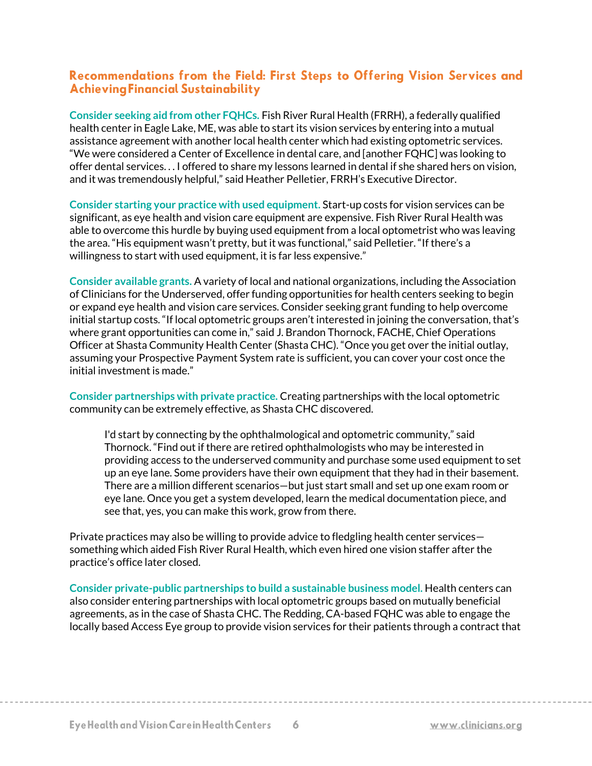## Recommendations from the Field: First Steps to Offering Vision Services and Achieving Financial Sustainability

**Consider seeking aid from other FQHCs.** Fish River Rural Health (FRRH), a federally qualified health center in Eagle Lake, ME, was able to start its vision services by entering into a mutual assistance agreement with another local health center which had existing optometric services. "We were considered a Center of Excellence in dental care, and [another FQHC] was looking to offer dental services. . . I offered to share my lessons learned in dental if she shared hers on vision, and it was tremendously helpful," said Heather Pelletier, FRRH's Executive Director.

**Consider starting your practice with used equipment.** Start-up costs for vision services can be significant, as eye health and vision care equipment are expensive. Fish River Rural Health was able to overcome this hurdle by buying used equipment from a local optometrist who was leaving the area. "His equipment wasn't pretty, but it was functional," said Pelletier. "If there's a willingness to start with used equipment, it is far less expensive."

**Consider available grants.** A variety of local and national organizations, including the Association of Clinicians for the Underserved, offer funding opportunities for health centers seeking to begin or expand eye health and vision care services. Consider seeking grant funding to help overcome initial startup costs. "If local optometric groups aren't interested in joining the conversation, that's where grant opportunities can come in," said J. Brandon Thornock, FACHE, Chief Operations Officer at Shasta Community Health Center (Shasta CHC). "Once you get over the initial outlay, assuming your Prospective Payment System rate is sufficient, you can cover your cost once the initial investment is made."

**Consider partnerships with private practice.** Creating partnerships with the local optometric community can be extremely effective, as Shasta CHC discovered.

> I'd start by connecting by the ophthalmological and optometric community," said Thornock. "Find out if there are retired ophthalmologists who may be interested in providing access to the underserved community and purchase some used equipment to set up an eye lane. Some providers have their own equipment that they had in their basement. There are a million different scenarios—but just start small and set up one exam room or eye lane. Once you get a system developed, learn the medical documentation piece, and see that, yes, you can make this work, grow from there.

Private practices may also be willing to provide advice to fledgling health center services—something which aided Fish River Rural Health, which even hired one vision staffer after the practice's office later closed.

**Consider private-public partnerships to build a sustainable business model.** Health centers can also consider entering partnerships with local optometric groups based on mutually beneficial agreements, as in the case of Shasta CHC. The Redding, CA-based FQHC was able to engage the locally based Access Eye group to provide vision services for their patients through a contract that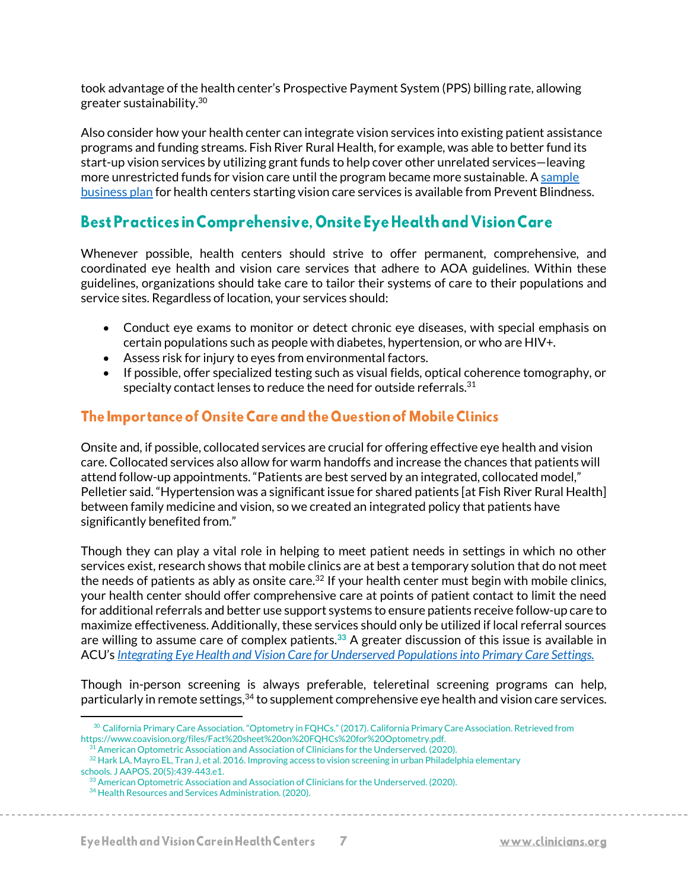took advantage of the health center's Prospective Payment System (PPS) billing rate, allowing greater sustainability.[30]

Also consider how your health center can integrate vision services into existing patient assistance programs and funding streams. Fish River Rural Health, for example, was able to better fund its start-up vision services by utilizing grant funds to help cover other unrelated services—leaving more unrestricted funds for vision care until the program became more sustainable. A [sample business plan]() for health centers starting vision care services is available from Prevent Blindness.

## Best Practices in Comprehensive, Onsite Eye Health and Vision Care

Whenever possible, health centers should strive to offer permanent, comprehensive, and coordinated eye health and vision care services that adhere to AOA guidelines. Within these guidelines, organizations should take care to tailor their systems of care to their populations and service sites. Regardless of location, your services should:

- Conduct eye exams to monitor or detect chronic eye diseases, with special emphasis on certain populations such as people with diabetes, hypertension, or who are HIV+.
- Assess risk for injury to eyes from environmental factors.
- If possible, offer specialized testing such as visual fields, optical coherence tomography, or specialty contact lenses to reduce the need for outside referrals.[31]

### The Importance of Onsite Care and the Question of Mobile Clinics

Onsite and, if possible, collocated services are crucial for offering effective eye health and vision care. Collocated services also allow for warm handoffs and increase the chances that patients will attend follow-up appointments. "Patients are best served by an integrated, collocated model," Pelletier said. "Hypertension was a significant issue for shared patients [at Fish River Rural Health] between family medicine and vision, so we created an integrated policy that patients have significantly benefited from."

Though they can play a vital role in helping to meet patient needs in settings in which no other services exist, research shows that mobile clinics are at best a temporary solution that do not meet the needs of patients as ably as onsite care.[32] If your health center must begin with mobile clinics, your health center should offer comprehensive care at points of patient contact to limit the need for additional referrals and better use support systems to ensure patients receive follow-up care to maximize effectiveness. Additionally, these services should only be utilized if local referral sources are willing to assume care of complex patients.[33] A greater discussion of this issue is available in ACU's [*Integrating Eye Health and Vision Care for Underserved Populations into Primary Care Settings.*]()

Though in-person screening is always preferable, teleretinal screening programs can help, particularly in remote settings,[34] to supplement comprehensive eye health and vision care services.

---

[30] California Primary Care Association. "Optometry in FQHCs." (2017). California Primary Care Association. Retrieved from https://www.coavision.org/files/Fact%20sheet%20on%20FQHCs%20for%20Optometry.pdf.

[31] American Optometric Association and Association of Clinicians for the Underserved. (2020).

[32] Hark LA, Mayro EL, Tran J, et al. 2016. Improving access to vision screening in urban Philadelphia elementary schools. J AAPOS. 20(5):439-443.e1.

[33] American Optometric Association and Association of Clinicians for the Underserved. (2020).

[34] Health Resources and Services Administration. (2020).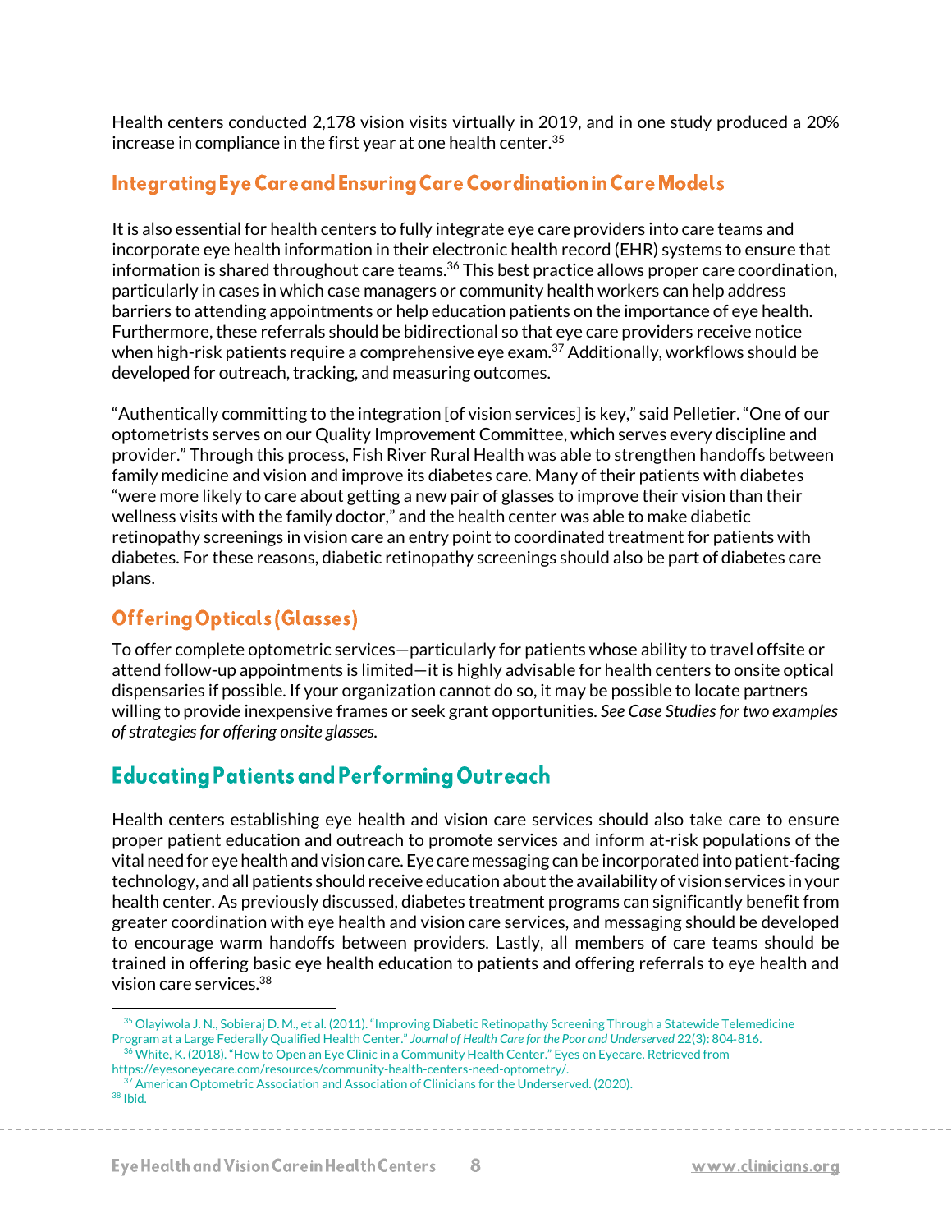Health centers conducted 2,178 vision visits virtually in 2019, and in one study produced a 20% increase in compliance in the first year at one health center.[35]

### Integrating Eye Care and Ensuring Care Coordination in Care Models

It is also essential for health centers to fully integrate eye care providers into care teams and incorporate eye health information in their electronic health record (EHR) systems to ensure that information is shared throughout care teams.[36] This best practice allows proper care coordination, particularly in cases in which case managers or community health workers can help address barriers to attending appointments or help education patients on the importance of eye health. Furthermore, these referrals should be bidirectional so that eye care providers receive notice when high-risk patients require a comprehensive eye exam.[37] Additionally, workflows should be developed for outreach, tracking, and measuring outcomes.

"Authentically committing to the integration [of vision services] is key," said Pelletier. "One of our optometrists serves on our Quality Improvement Committee, which serves every discipline and provider." Through this process, Fish River Rural Health was able to strengthen handoffs between family medicine and vision and improve its diabetes care. Many of their patients with diabetes "were more likely to care about getting a new pair of glasses to improve their vision than their wellness visits with the family doctor," and the health center was able to make diabetic retinopathy screenings in vision care an entry point to coordinated treatment for patients with diabetes. For these reasons, diabetic retinopathy screenings should also be part of diabetes care plans.

### Offering Opticals (Glasses)

To offer complete optometric services—particularly for patients whose ability to travel offsite or attend follow-up appointments is limited—it is highly advisable for health centers to onsite optical dispensaries if possible. If your organization cannot do so, it may be possible to locate partners willing to provide inexpensive frames or seek grant opportunities. *See Case Studies for two examples of strategies for offering onsite glasses.*

## Educating Patients and Performing Outreach

Health centers establishing eye health and vision care services should also take care to ensure proper patient education and outreach to promote services and inform at-risk populations of the vital need for eye health and vision care. Eye care messaging can be incorporated into patient-facing technology, and all patients should receive education about the availability of vision services in your health center. As previously discussed, diabetes treatment programs can significantly benefit from greater coordination with eye health and vision care services, and messaging should be developed to encourage warm handoffs between providers. Lastly, all members of care teams should be trained in offering basic eye health education to patients and offering referrals to eye health and vision care services.[38]

---

[35] Olayiwola J. N., Sobieraj D. M., et al. (2011). "Improving Diabetic Retinopathy Screening Through a Statewide Telemedicine Program at a Large Federally Qualified Health Center." *Journal of Health Care for the Poor and Underserved* 22(3): 804-816.

[36] White, K. (2018). "How to Open an Eye Clinic in a Community Health Center." Eyes on Eyecare. Retrieved from https://eyesoneyecare.com/resources/community-health-centers-need-optometry/.

[37] American Optometric Association and Association of Clinicians for the Underserved. (2020).

[38] Ibid.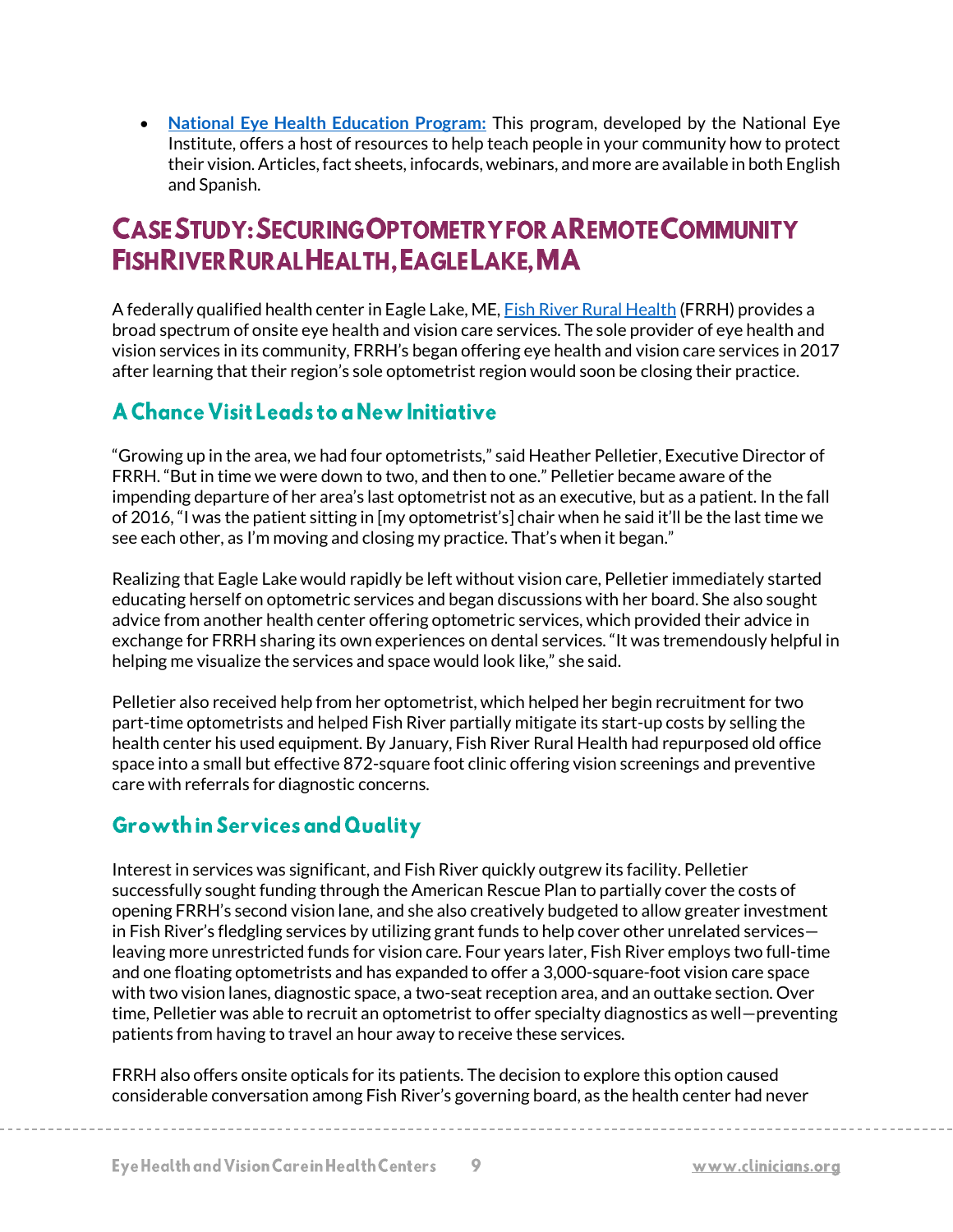- **[National Eye Health Education Program:](#)** This program, developed by the National Eye Institute, offers a host of resources to help teach people in your community how to protect their vision. Articles, fact sheets, infocards, webinars, and more are available in both English and Spanish.

## Case Study: Securing Optometry for a Remote Community Fish River Rural Health, Eagle Lake, MA

A federally qualified health center in Eagle Lake, ME, [Fish River Rural Health](#) (FRRH) provides a broad spectrum of onsite eye health and vision care services. The sole provider of eye health and vision services in its community, FRRH's began offering eye health and vision care services in 2017 after learning that their region's sole optometrist region would soon be closing their practice.

### A Chance Visit Leads to a New Initiative

"Growing up in the area, we had four optometrists," said Heather Pelletier, Executive Director of FRRH. "But in time we were down to two, and then to one." Pelletier became aware of the impending departure of her area's last optometrist not as an executive, but as a patient. In the fall of 2016, "I was the patient sitting in [my optometrist's] chair when he said it'll be the last time we see each other, as I'm moving and closing my practice. That's when it began."

Realizing that Eagle Lake would rapidly be left without vision care, Pelletier immediately started educating herself on optometric services and began discussions with her board. She also sought advice from another health center offering optometric services, which provided their advice in exchange for FRRH sharing its own experiences on dental services. "It was tremendously helpful in helping me visualize the services and space would look like," she said.

Pelletier also received help from her optometrist, which helped her begin recruitment for two part-time optometrists and helped Fish River partially mitigate its start-up costs by selling the health center his used equipment. By January, Fish River Rural Health had repurposed old office space into a small but effective 872-square foot clinic offering vision screenings and preventive care with referrals for diagnostic concerns.

### Growth in Services and Quality

Interest in services was significant, and Fish River quickly outgrew its facility. Pelletier successfully sought funding through the American Rescue Plan to partially cover the costs of opening FRRH's second vision lane, and she also creatively budgeted to allow greater investment in Fish River's fledgling services by utilizing grant funds to help cover other unrelated services—leaving more unrestricted funds for vision care. Four years later, Fish River employs two full-time and one floating optometrists and has expanded to offer a 3,000-square-foot vision care space with two vision lanes, diagnostic space, a two-seat reception area, and an outtake section. Over time, Pelletier was able to recruit an optometrist to offer specialty diagnostics as well—preventing patients from having to travel an hour away to receive these services.

FRRH also offers onsite opticals for its patients. The decision to explore this option caused considerable conversation among Fish River's governing board, as the health center had never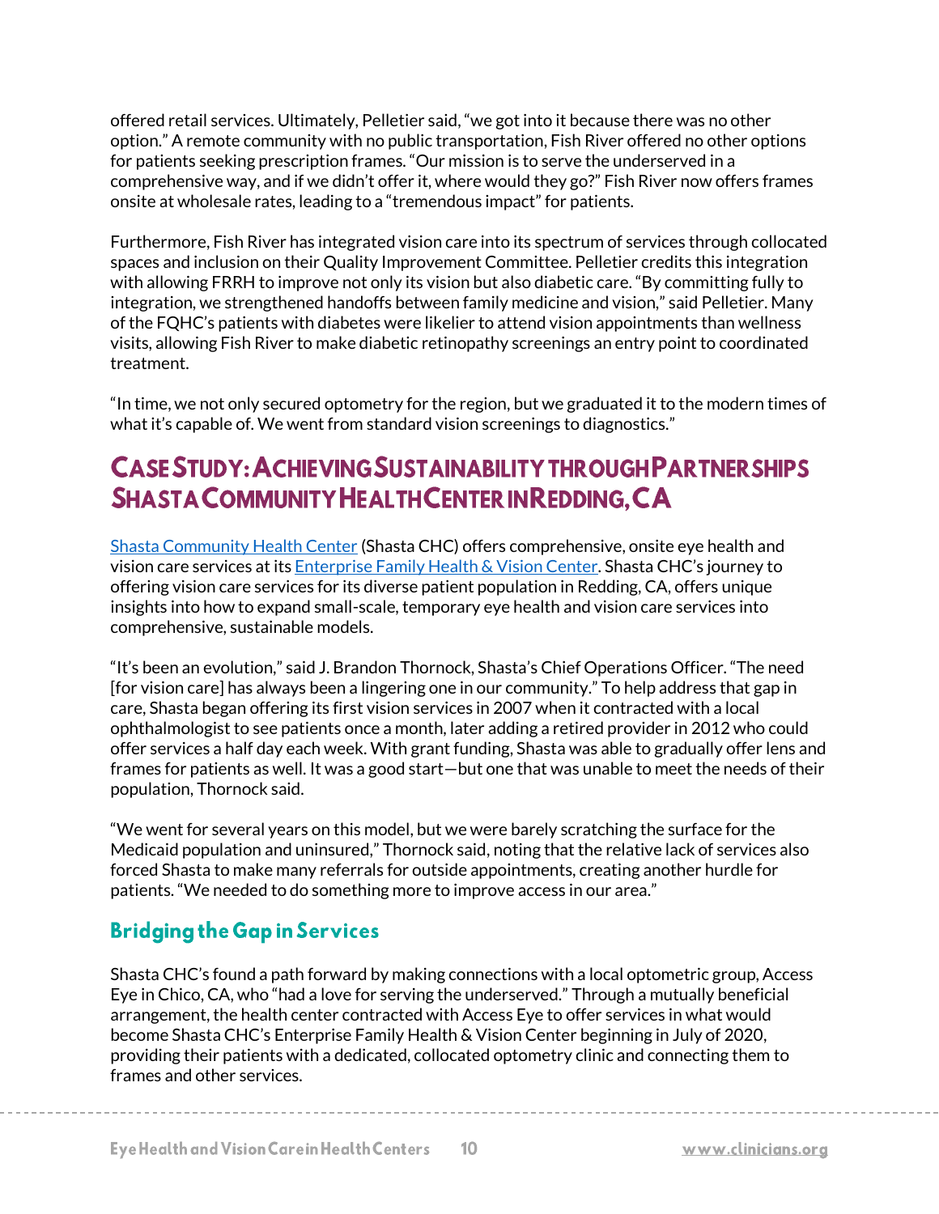offered retail services. Ultimately, Pelletier said, "we got into it because there was no other option." A remote community with no public transportation, Fish River offered no other options for patients seeking prescription frames. "Our mission is to serve the underserved in a comprehensive way, and if we didn't offer it, where would they go?" Fish River now offers frames onsite at wholesale rates, leading to a "tremendous impact" for patients.

Furthermore, Fish River has integrated vision care into its spectrum of services through collocated spaces and inclusion on their Quality Improvement Committee. Pelletier credits this integration with allowing FRRH to improve not only its vision but also diabetic care. "By committing fully to integration, we strengthened handoffs between family medicine and vision," said Pelletier. Many of the FQHC's patients with diabetes were likelier to attend vision appointments than wellness visits, allowing Fish River to make diabetic retinopathy screenings an entry point to coordinated treatment.

"In time, we not only secured optometry for the region, but we graduated it to the modern times of what it's capable of. We went from standard vision screenings to diagnostics."

## Case Study: Achieving Sustainability through Partnerships Shasta Community Health Center in Redding, CA

Shasta Community Health Center (Shasta CHC) offers comprehensive, onsite eye health and vision care services at its Enterprise Family Health & Vision Center. Shasta CHC's journey to offering vision care services for its diverse patient population in Redding, CA, offers unique insights into how to expand small-scale, temporary eye health and vision care services into comprehensive, sustainable models.

"It's been an evolution," said J. Brandon Thornock, Shasta's Chief Operations Officer. "The need [for vision care] has always been a lingering one in our community." To help address that gap in care, Shasta began offering its first vision services in 2007 when it contracted with a local ophthalmologist to see patients once a month, later adding a retired provider in 2012 who could offer services a half day each week. With grant funding, Shasta was able to gradually offer lens and frames for patients as well. It was a good start—but one that was unable to meet the needs of their population, Thornock said.

"We went for several years on this model, but we were barely scratching the surface for the Medicaid population and uninsured," Thornock said, noting that the relative lack of services also forced Shasta to make many referrals for outside appointments, creating another hurdle for patients. "We needed to do something more to improve access in our area."

### Bridging the Gap in Services

Shasta CHC's found a path forward by making connections with a local optometric group, Access Eye in Chico, CA, who "had a love for serving the underserved." Through a mutually beneficial arrangement, the health center contracted with Access Eye to offer services in what would become Shasta CHC's Enterprise Family Health & Vision Center beginning in July of 2020, providing their patients with a dedicated, collocated optometry clinic and connecting them to frames and other services.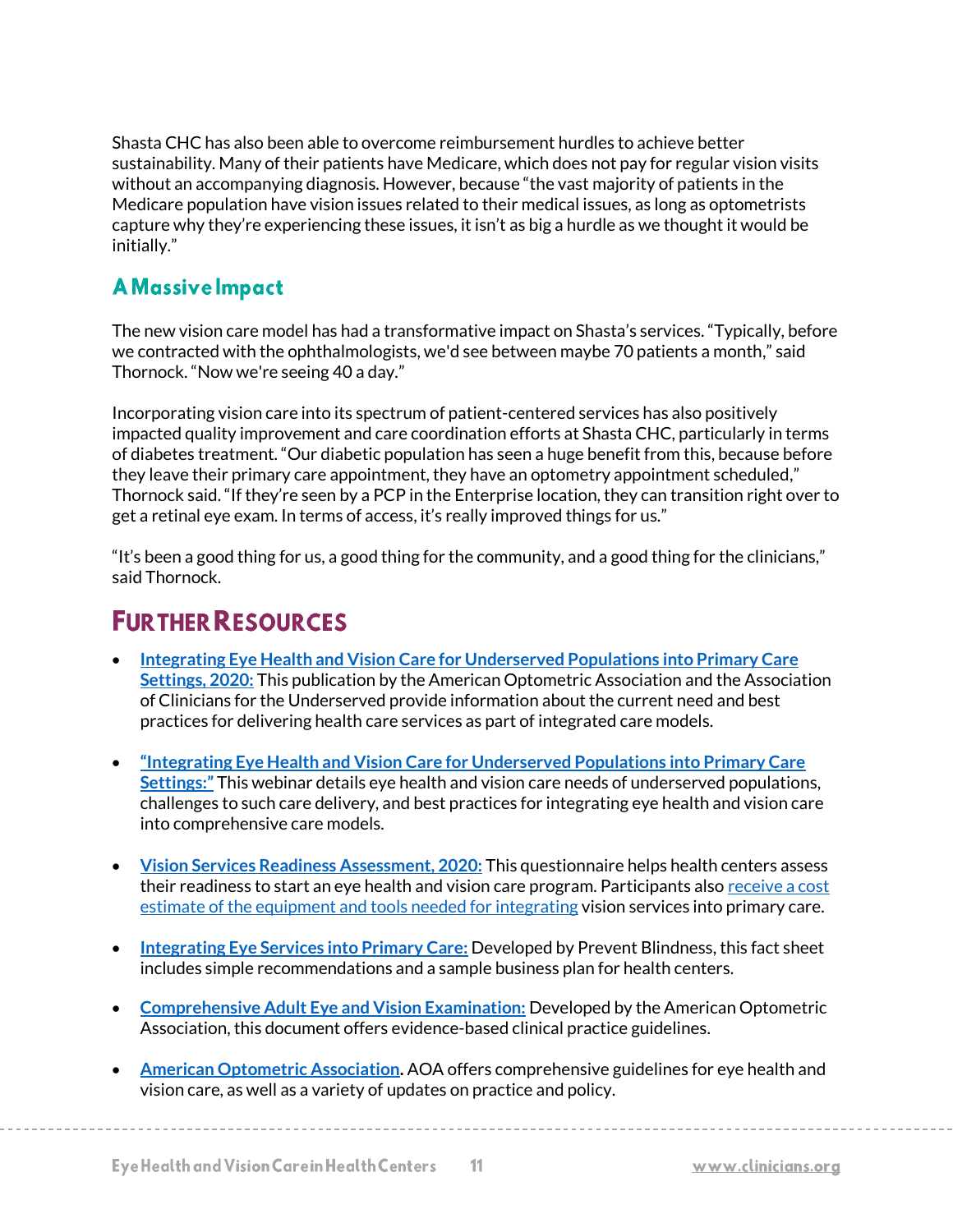Shasta CHC has also been able to overcome reimbursement hurdles to achieve better sustainability. Many of their patients have Medicare, which does not pay for regular vision visits without an accompanying diagnosis. However, because “the vast majority of patients in the Medicare population have vision issues related to their medical issues, as long as optometrists capture why they’re experiencing these issues, it isn’t as big a hurdle as we thought it would be initially.”

### A Massive Impact

The new vision care model has had a transformative impact on Shasta’s services. “Typically, before we contracted with the ophthalmologists, we'd see between maybe 70 patients a month,” said Thornock. “Now we're seeing 40 a day.”

Incorporating vision care into its spectrum of patient-centered services has also positively impacted quality improvement and care coordination efforts at Shasta CHC, particularly in terms of diabetes treatment. “Our diabetic population has seen a huge benefit from this, because before they leave their primary care appointment, they have an optometry appointment scheduled,” Thornock said. “If they’re seen by a PCP in the Enterprise location, they can transition right over to get a retinal eye exam. In terms of access, it’s really improved things for us.”

“It’s been a good thing for us, a good thing for the community, and a good thing for the clinicians,” said Thornock.

## Further Resources

- **Integrating Eye Health and Vision Care for Underserved Populations into Primary Care Settings, 2020:** This publication by the American Optometric Association and the Association of Clinicians for the Underserved provide information about the current need and best practices for delivering health care services as part of integrated care models.

- **“Integrating Eye Health and Vision Care for Underserved Populations into Primary Care Settings:”** This webinar details eye health and vision care needs of underserved populations, challenges to such care delivery, and best practices for integrating eye health and vision care into comprehensive care models.

- **Vision Services Readiness Assessment, 2020:** This questionnaire helps health centers assess their readiness to start an eye health and vision care program. Participants also receive a cost estimate of the equipment and tools needed for integrating vision services into primary care.

- **Integrating Eye Services into Primary Care:** Developed by Prevent Blindness, this fact sheet includes simple recommendations and a sample business plan for health centers.

- **Comprehensive Adult Eye and Vision Examination:** Developed by the American Optometric Association, this document offers evidence-based clinical practice guidelines.

- **American Optometric Association.** AOA offers comprehensive guidelines for eye health and vision care, as well as a variety of updates on practice and policy.